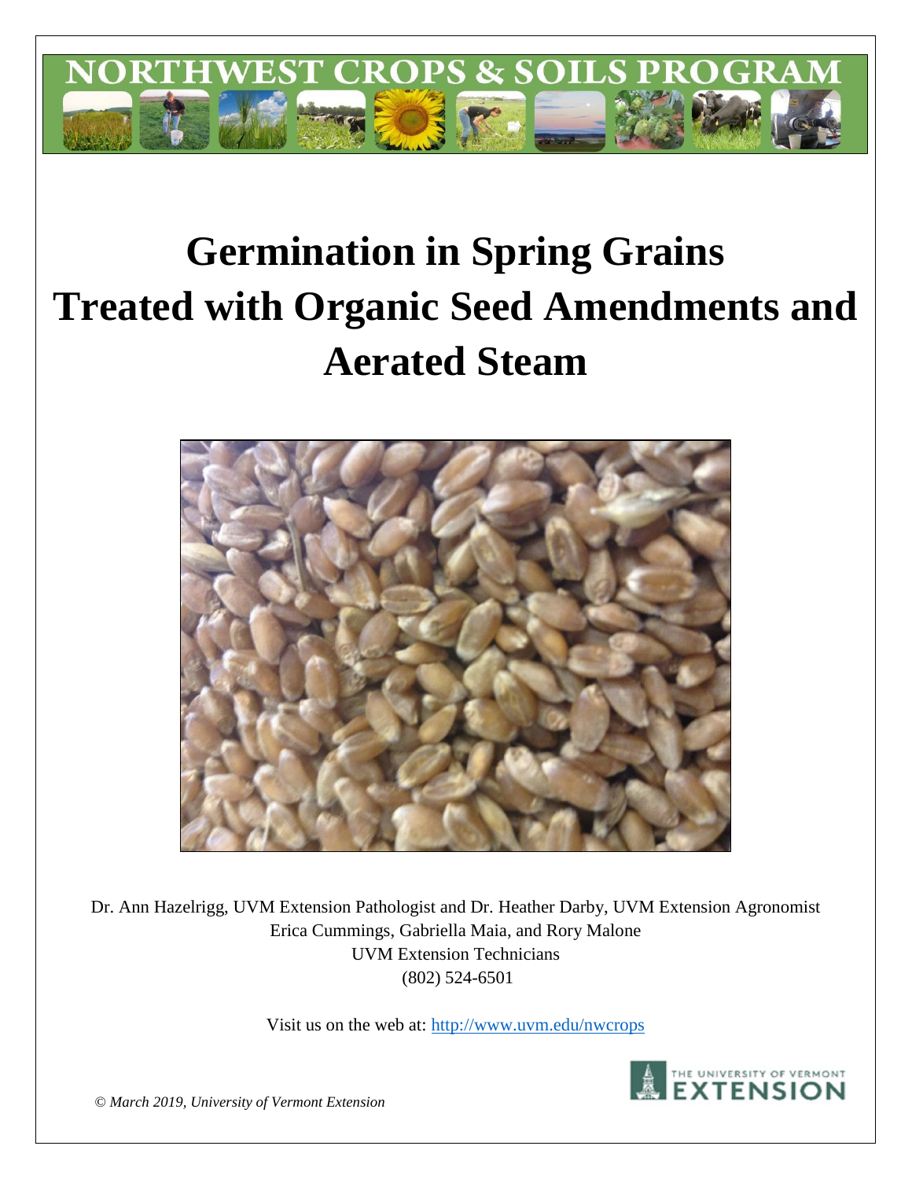NORTHWEST CROPS & SOILS PROGRAM

# Germination in Spring Grains Treated with Organic Seed Amendments and Aerated Steam

Dr. Ann Hazelrigg, UVM Extension Pathologist and Dr. Heather Darby, UVM Extension Agronomist
Erica Cummings, Gabriella Maia, and Rory Malone
UVM Extension Technicians
(802) 524-6501

Visit us on the web at: http://www.uvm.edu/nwcrops

THE UNIVERSITY OF VERMONT EXTENSION

*© March 2019, University of Vermont Extension*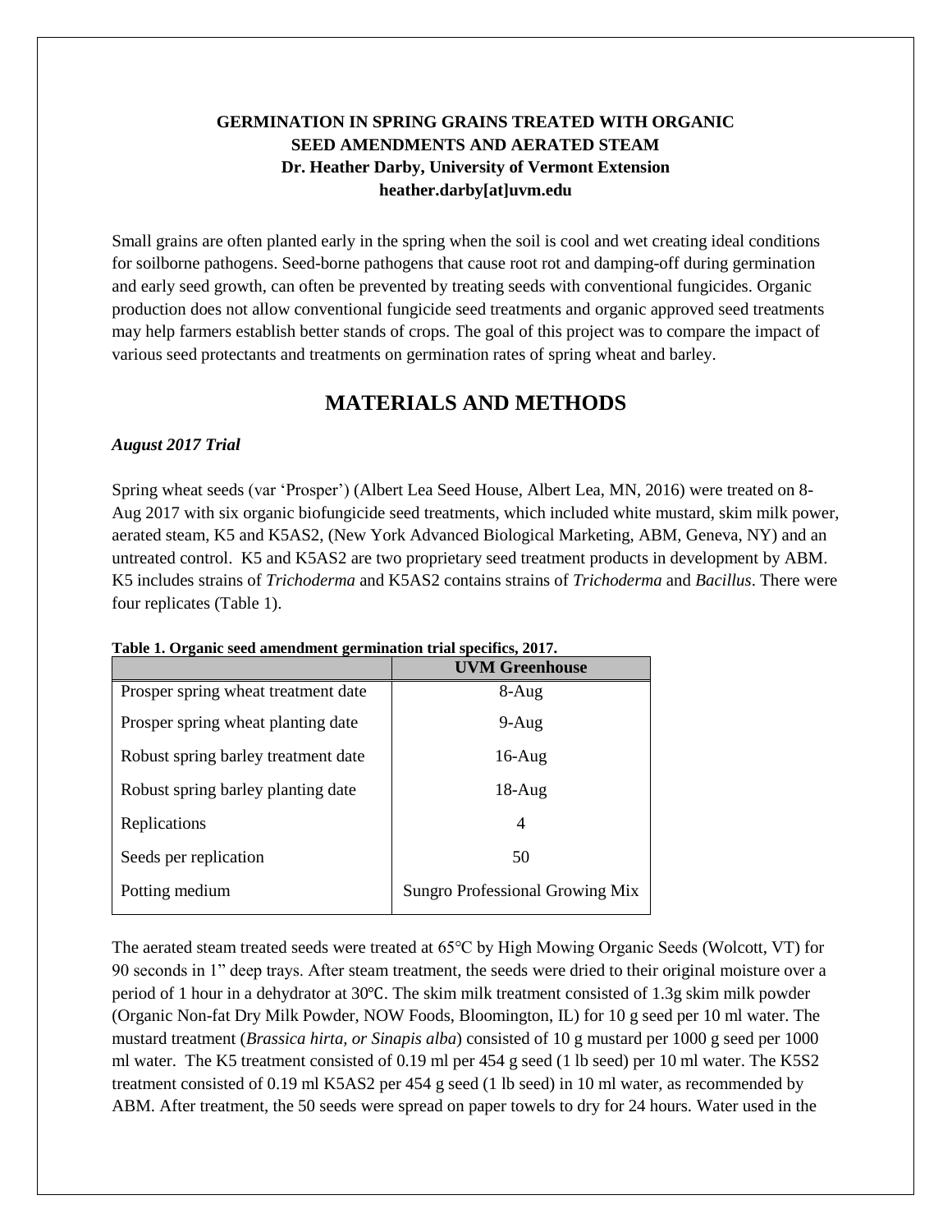**GERMINATION IN SPRING GRAINS TREATED WITH ORGANIC SEED AMENDMENTS AND AERATED STEAM**
**Dr. Heather Darby, University of Vermont Extension**
**heather.darby[at]uvm.edu**

Small grains are often planted early in the spring when the soil is cool and wet creating ideal conditions for soilborne pathogens. Seed-borne pathogens that cause root rot and damping-off during germination and early seed growth, can often be prevented by treating seeds with conventional fungicides. Organic production does not allow conventional fungicide seed treatments and organic approved seed treatments may help farmers establish better stands of crops. The goal of this project was to compare the impact of various seed protectants and treatments on germination rates of spring wheat and barley.

# MATERIALS AND METHODS

### *August 2017 Trial*

Spring wheat seeds (var 'Prosper') (Albert Lea Seed House, Albert Lea, MN, 2016) were treated on 8-Aug 2017 with six organic biofungicide seed treatments, which included white mustard, skim milk power, aerated steam, K5 and K5AS2, (New York Advanced Biological Marketing, ABM, Geneva, NY) and an untreated control. K5 and K5AS2 are two proprietary seed treatment products in development by ABM. K5 includes strains of *Trichoderma* and K5AS2 contains strains of *Trichoderma* and *Bacillus*. There were four replicates (Table 1).

**Table 1. Organic seed amendment germination trial specifics, 2017.**

| | UVM Greenhouse |
|---|---|
| Prosper spring wheat treatment date | 8-Aug |
| Prosper spring wheat planting date | 9-Aug |
| Robust spring barley treatment date | 16-Aug |
| Robust spring barley planting date | 18-Aug |
| Replications | 4 |
| Seeds per replication | 50 |
| Potting medium | Sungro Professional Growing Mix |

The aerated steam treated seeds were treated at 65℃ by High Mowing Organic Seeds (Wolcott, VT) for 90 seconds in 1" deep trays. After steam treatment, the seeds were dried to their original moisture over a period of 1 hour in a dehydrator at 30℃. The skim milk treatment consisted of 1.3g skim milk powder (Organic Non-fat Dry Milk Powder, NOW Foods, Bloomington, IL) for 10 g seed per 10 ml water. The mustard treatment (*Brassica hirta, or Sinapis alba*) consisted of 10 g mustard per 1000 g seed per 1000 ml water. The K5 treatment consisted of 0.19 ml per 454 g seed (1 lb seed) per 10 ml water. The K5S2 treatment consisted of 0.19 ml K5AS2 per 454 g seed (1 lb seed) in 10 ml water, as recommended by ABM. After treatment, the 50 seeds were spread on paper towels to dry for 24 hours. Water used in the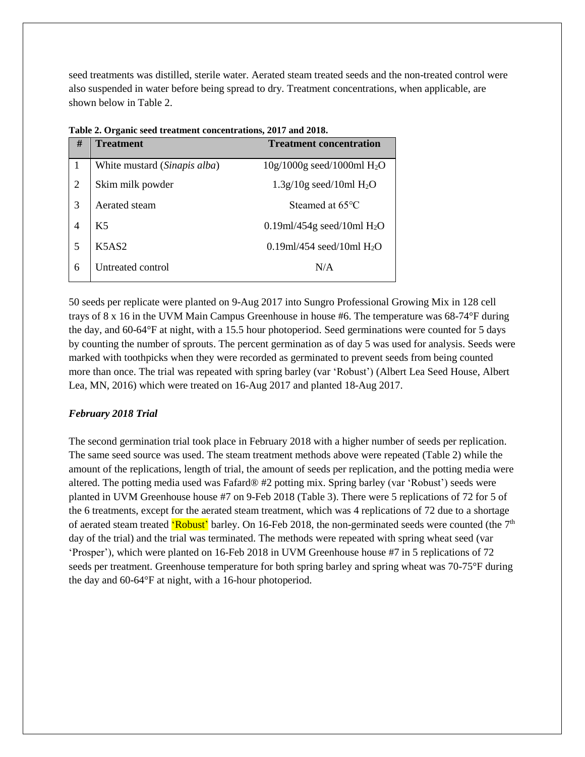seed treatments was distilled, sterile water. Aerated steam treated seeds and the non-treated control were also suspended in water before being spread to dry. Treatment concentrations, when applicable, are shown below in Table 2.

**Table 2. Organic seed treatment concentrations, 2017 and 2018.**

| # | Treatment | Treatment concentration |
|---|---|---|
| 1 | White mustard (*Sinapis alba*) | 10g/1000g seed/1000ml $H_2O$ |
| 2 | Skim milk powder | 1.3g/10g seed/10ml $H_2O$ |
| 3 | Aerated steam | Steamed at 65°C |
| 4 | K5 | 0.19ml/454g seed/10ml $H_2O$ |
| 5 | K5AS2 | 0.19ml/454 seed/10ml $H_2O$ |
| 6 | Untreated control | N/A |

50 seeds per replicate were planted on 9-Aug 2017 into Sungro Professional Growing Mix in 128 cell trays of 8 x 16 in the UVM Main Campus Greenhouse in house #6. The temperature was 68-74°F during the day, and 60-64°F at night, with a 15.5 hour photoperiod. Seed germinations were counted for 5 days by counting the number of sprouts. The percent germination as of day 5 was used for analysis. Seeds were marked with toothpicks when they were recorded as germinated to prevent seeds from being counted more than once. The trial was repeated with spring barley (var 'Robust') (Albert Lea Seed House, Albert Lea, MN, 2016) which were treated on 16-Aug 2017 and planted 18-Aug 2017.

### *February 2018 Trial*

The second germination trial took place in February 2018 with a higher number of seeds per replication. The same seed source was used. The steam treatment methods above were repeated (Table 2) while the amount of the replications, length of trial, the amount of seeds per replication, and the potting media were altered. The potting media used was Fafard® #2 potting mix. Spring barley (var 'Robust') seeds were planted in UVM Greenhouse house #7 on 9-Feb 2018 (Table 3). There were 5 replications of 72 for 5 of the 6 treatments, except for the aerated steam treatment, which was 4 replications of 72 due to a shortage of aerated steam treated 'Robust' barley. On 16-Feb 2018, the non-germinated seeds were counted (the 7th day of the trial) and the trial was terminated. The methods were repeated with spring wheat seed (var 'Prosper'), which were planted on 16-Feb 2018 in UVM Greenhouse house #7 in 5 replications of 72 seeds per treatment. Greenhouse temperature for both spring barley and spring wheat was 70-75°F during the day and 60-64°F at night, with a 16-hour photoperiod.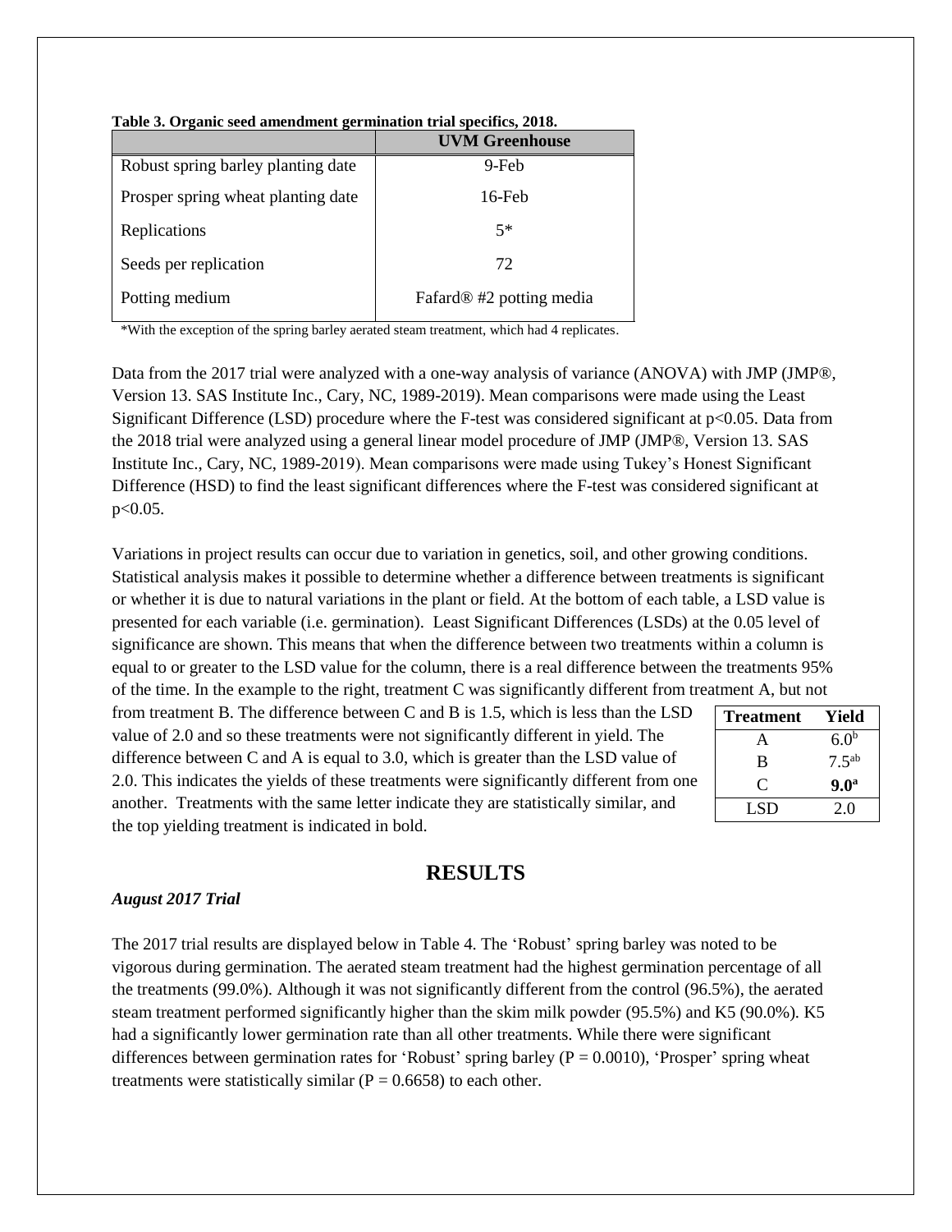**Table 3. Organic seed amendment germination trial specifics, 2018.**

| | UVM Greenhouse |
|---|---|
| Robust spring barley planting date | 9-Feb |
| Prosper spring wheat planting date | 16-Feb |
| Replications | 5* |
| Seeds per replication | 72 |
| Potting medium | Fafard® #2 potting media |

*With the exception of the spring barley aerated steam treatment, which had 4 replicates.

Data from the 2017 trial were analyzed with a one-way analysis of variance (ANOVA) with JMP (JMP®, Version 13. SAS Institute Inc., Cary, NC, 1989-2019). Mean comparisons were made using the Least Significant Difference (LSD) procedure where the F-test was considered significant at $p<0.05$. Data from the 2018 trial were analyzed using a general linear model procedure of JMP (JMP®, Version 13. SAS Institute Inc., Cary, NC, 1989-2019). Mean comparisons were made using Tukey's Honest Significant Difference (HSD) to find the least significant differences where the F-test was considered significant at $p<0.05$.

Variations in project results can occur due to variation in genetics, soil, and other growing conditions. Statistical analysis makes it possible to determine whether a difference between treatments is significant or whether it is due to natural variations in the plant or field. At the bottom of each table, a LSD value is presented for each variable (i.e. germination). Least Significant Differences (LSDs) at the 0.05 level of significance are shown. This means that when the difference between two treatments within a column is equal to or greater to the LSD value for the column, there is a real difference between the treatments 95% of the time. In the example to the right, treatment C was significantly different from treatment A, but not from treatment B. The difference between C and B is 1.5, which is less than the LSD value of 2.0 and so these treatments were not significantly different in yield. The difference between C and A is equal to 3.0, which is greater than the LSD value of 2.0. This indicates the yields of these treatments were significantly different from one another. Treatments with the same letter indicate they are statistically similar, and the top yielding treatment is indicated in bold.

| Treatment | Yield |
|---|---|
| A | $6.0^{b}$ |
| B | $7.5^{ab}$ |
| C | **$9.0^{a}$** |
| LSD | 2.0 |

## RESULTS

### *August 2017 Trial*

The 2017 trial results are displayed below in Table 4. The 'Robust' spring barley was noted to be vigorous during germination. The aerated steam treatment had the highest germination percentage of all the treatments (99.0%). Although it was not significantly different from the control (96.5%), the aerated steam treatment performed significantly higher than the skim milk powder (95.5%) and K5 (90.0%). K5 had a significantly lower germination rate than all other treatments. While there were significant differences between germination rates for 'Robust' spring barley ($P = 0.0010$), 'Prosper' spring wheat treatments were statistically similar ($P = 0.6658$) to each other.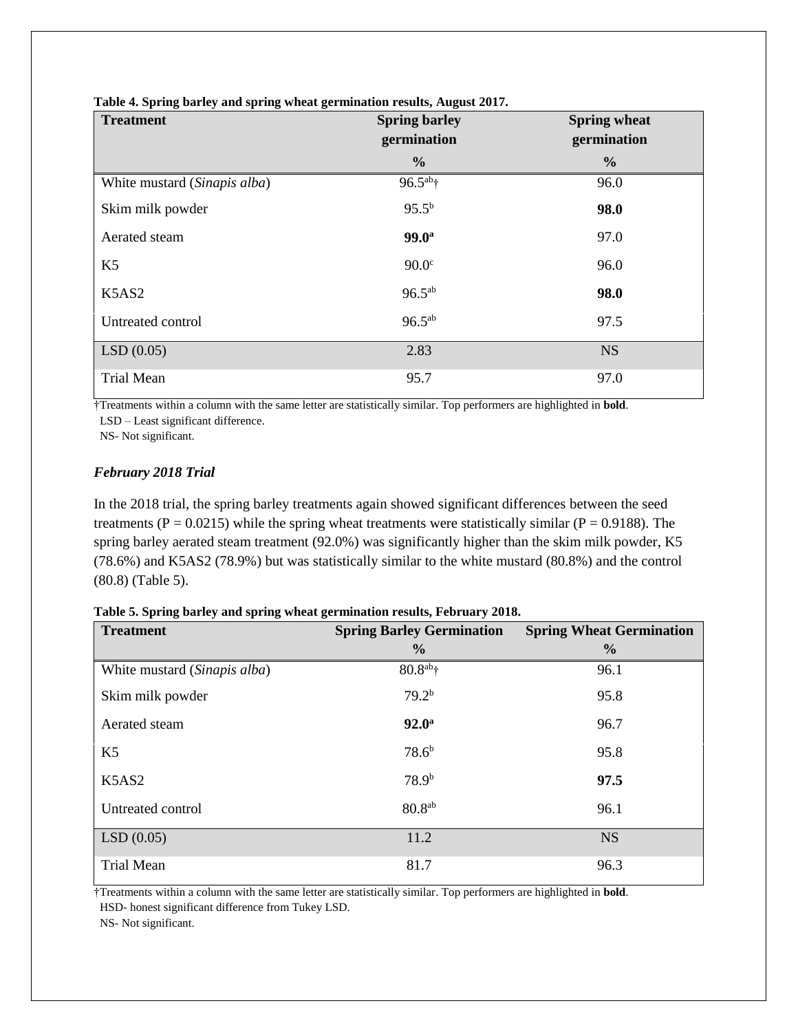**Table 4. Spring barley and spring wheat germination results, August 2017.**

| Treatment | Spring barley germination % | Spring wheat germination % |
|---|---|---|
| White mustard (*Sinapis alba*) | 96.5$^{ab}$† | 96.0 |
| Skim milk powder | 95.5$^{b}$ | **98.0** |
| Aerated steam | **99.0$^{a}$** | 97.0 |
| K5 | 90.0$^{c}$ | 96.0 |
| K5AS2 | 96.5$^{ab}$ | **98.0** |
| Untreated control | 96.5$^{ab}$ | 97.5 |
| LSD (0.05) | 2.83 | NS |
| Trial Mean | 95.7 | 97.0 |

†Treatments within a column with the same letter are statistically similar. Top performers are highlighted in **bold**.
LSD – Least significant difference.
NS- Not significant.

### *February 2018 Trial*

In the 2018 trial, the spring barley treatments again showed significant differences between the seed treatments ($P = 0.0215$) while the spring wheat treatments were statistically similar ($P = 0.9188$). The spring barley aerated steam treatment (92.0%) was significantly higher than the skim milk powder, K5 (78.6%) and K5AS2 (78.9%) but was statistically similar to the white mustard (80.8%) and the control (80.8) (Table 5).

**Table 5. Spring barley and spring wheat germination results, February 2018.**

| Treatment | Spring Barley Germination % | Spring Wheat Germination % |
|---|---|---|
| White mustard (*Sinapis alba*) | 80.8$^{ab}$† | 96.1 |
| Skim milk powder | 79.2$^{b}$ | 95.8 |
| Aerated steam | **92.0$^{a}$** | 96.7 |
| K5 | 78.6$^{b}$ | 95.8 |
| K5AS2 | 78.9$^{b}$ | **97.5** |
| Untreated control | 80.8$^{ab}$ | 96.1 |
| LSD (0.05) | 11.2 | NS |
| Trial Mean | 81.7 | 96.3 |

†Treatments within a column with the same letter are statistically similar. Top performers are highlighted in **bold**.
HSD- honest significant difference from Tukey LSD.
NS- Not significant.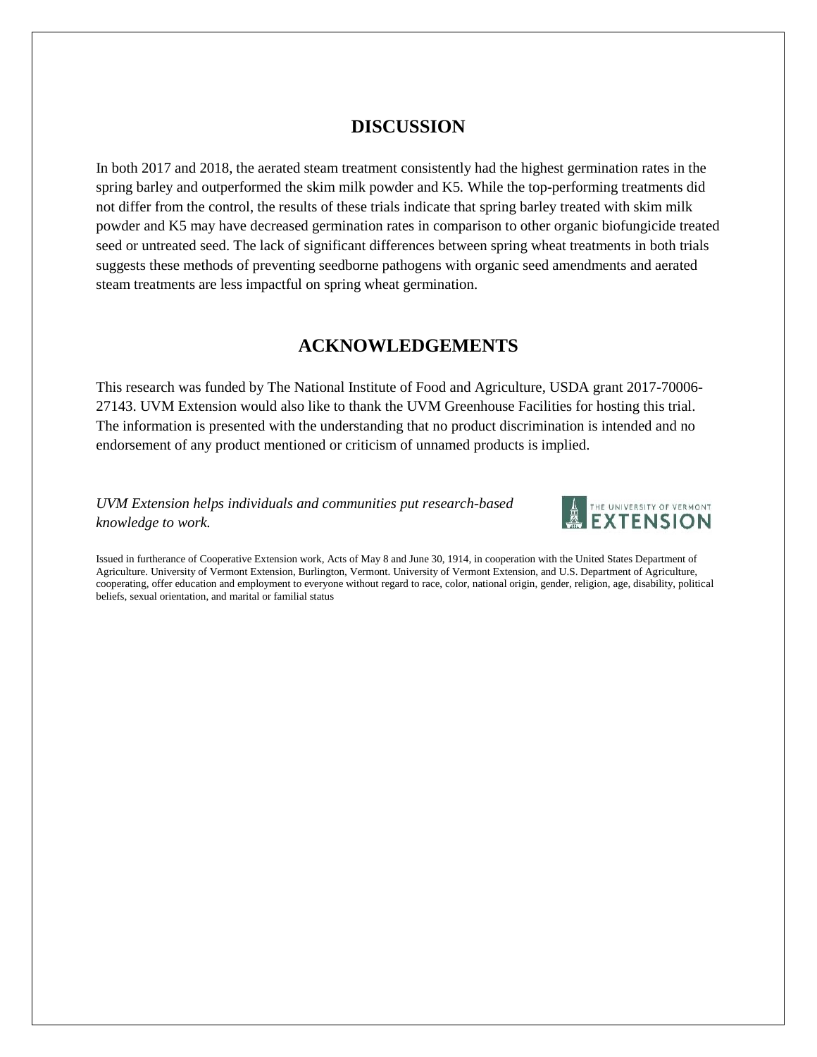## DISCUSSION

In both 2017 and 2018, the aerated steam treatment consistently had the highest germination rates in the spring barley and outperformed the skim milk powder and K5. While the top-performing treatments did not differ from the control, the results of these trials indicate that spring barley treated with skim milk powder and K5 may have decreased germination rates in comparison to other organic biofungicide treated seed or untreated seed. The lack of significant differences between spring wheat treatments in both trials suggests these methods of preventing seedborne pathogens with organic seed amendments and aerated steam treatments are less impactful on spring wheat germination.

## ACKNOWLEDGEMENTS

This research was funded by The National Institute of Food and Agriculture, USDA grant 2017-70006-27143. UVM Extension would also like to thank the UVM Greenhouse Facilities for hosting this trial. The information is presented with the understanding that no product discrimination is intended and no endorsement of any product mentioned or criticism of unnamed products is implied.

*UVM Extension helps individuals and communities put research-based knowledge to work.*

THE UNIVERSITY OF VERMONT EXTENSION

Issued in furtherance of Cooperative Extension work, Acts of May 8 and June 30, 1914, in cooperation with the United States Department of Agriculture. University of Vermont Extension, Burlington, Vermont. University of Vermont Extension, and U.S. Department of Agriculture, cooperating, offer education and employment to everyone without regard to race, color, national origin, gender, religion, age, disability, political beliefs, sexual orientation, and marital or familial status